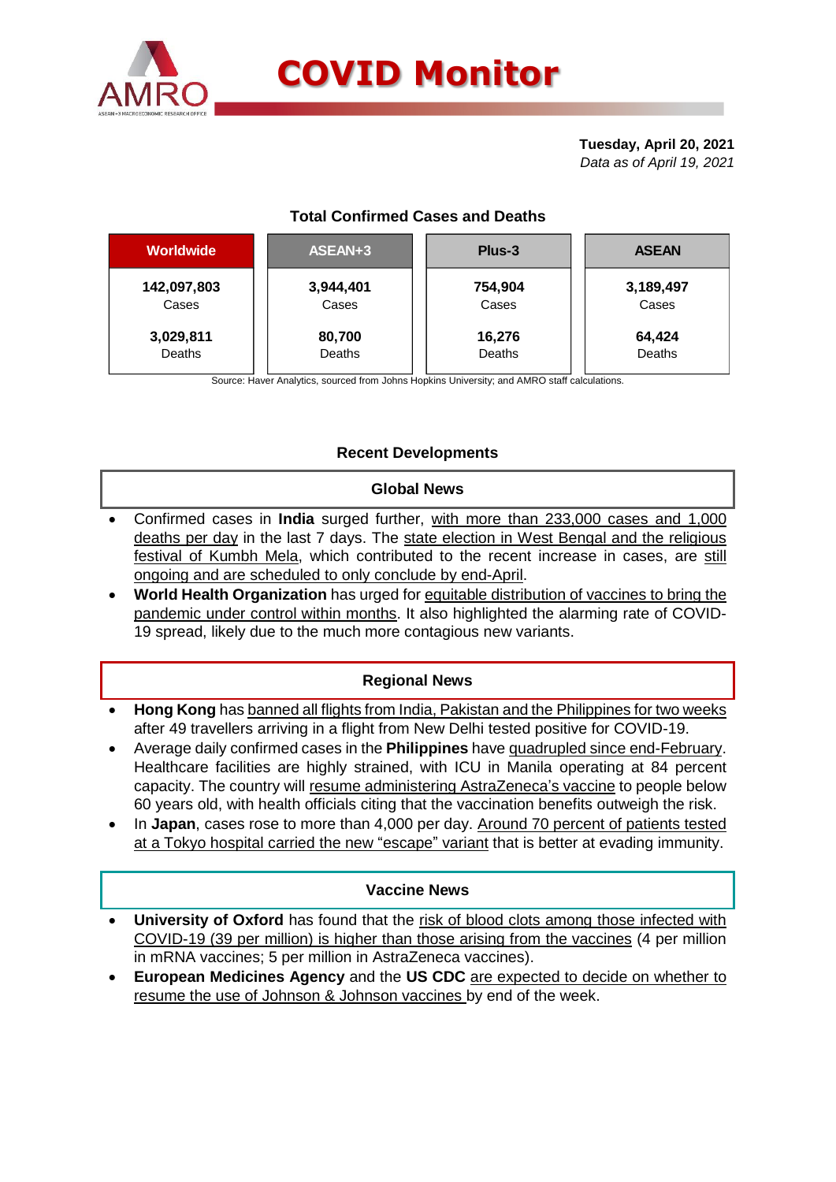# COVID Monitor

**Tuesday, April 20, 2021**
*Data as of April 19, 2021*

## Total Confirmed Cases and Deaths

| Worldwide | ASEAN+3 | Plus-3 | ASEAN |
|---|---|---|---|
| 142,097,803 Cases | 3,944,401 Cases | 754,904 Cases | 3,189,497 Cases |
| 3,029,811 Deaths | 80,700 Deaths | 16,276 Deaths | 64,424 Deaths |

Source: Haver Analytics, sourced from Johns Hopkins University; and AMRO staff calculations.

## Recent Developments

### Global News

- Confirmed cases in **India** surged further, with more than 233,000 cases and 1,000 deaths per day in the last 7 days. The state election in West Bengal and the religious festival of Kumbh Mela, which contributed to the recent increase in cases, are still ongoing and are scheduled to only conclude by end-April.
- **World Health Organization** has urged for equitable distribution of vaccines to bring the pandemic under control within months. It also highlighted the alarming rate of COVID-19 spread, likely due to the much more contagious new variants.

### Regional News

- **Hong Kong** has banned all flights from India, Pakistan and the Philippines for two weeks after 49 travellers arriving in a flight from New Delhi tested positive for COVID-19.
- Average daily confirmed cases in the **Philippines** have quadrupled since end-February. Healthcare facilities are highly strained, with ICU in Manila operating at 84 percent capacity. The country will resume administering AstraZeneca's vaccine to people below 60 years old, with health officials citing that the vaccination benefits outweigh the risk.
- In **Japan**, cases rose to more than 4,000 per day. Around 70 percent of patients tested at a Tokyo hospital carried the new "escape" variant that is better at evading immunity.

### Vaccine News

- **University of Oxford** has found that the risk of blood clots among those infected with COVID-19 (39 per million) is higher than those arising from the vaccines (4 per million in mRNA vaccines; 5 per million in AstraZeneca vaccines).
- **European Medicines Agency** and the **US CDC** are expected to decide on whether to resume the use of Johnson & Johnson vaccines by end of the week.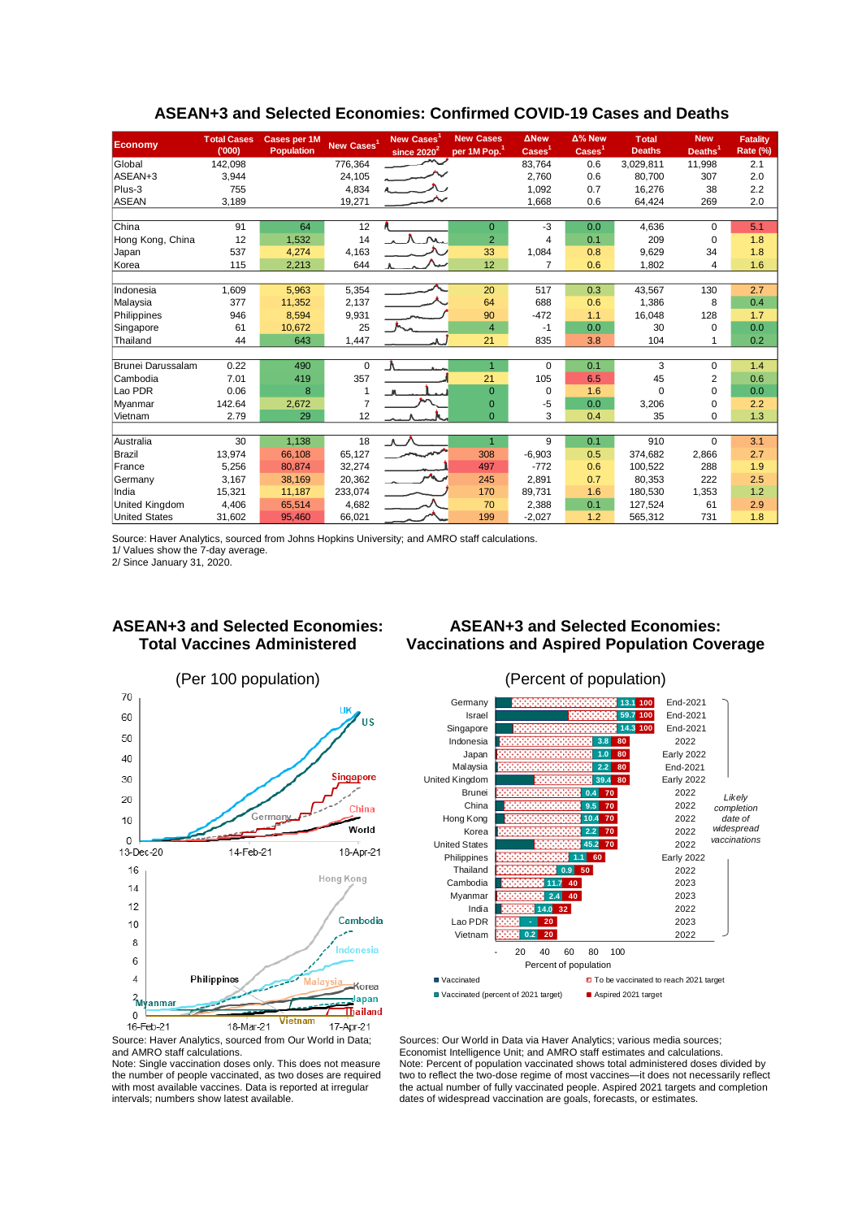## ASEAN+3 and Selected Economies: Confirmed COVID-19 Cases and Deaths

| Economy | Total Cases ('000) | Cases per 1M Population | New Cases[1] | New Cases[1] since 2020[2] | New Cases per 1M Pop.[1] | ΔNew Cases[1] | Δ% New Cases[1] | Total Deaths | New Deaths[1] | Fatality Rate (%) |
|---|---|---|---|---|---|---|---|---|---|---|
| Global | 142,098 | | 776,364 | | | 83,764 | 0.6 | 3,029,811 | 11,998 | 2.1 |
| ASEAN+3 | 3,944 | | 24,105 | | | 2,760 | 0.6 | 80,700 | 307 | 2.0 |
| Plus-3 | 755 | | 4,834 | | | 1,092 | 0.7 | 16,276 | 38 | 2.2 |
| ASEAN | 3,189 | | 19,271 | | | 1,668 | 0.6 | 64,424 | 269 | 2.0 |
| | | | | | | | | | | |
| China | 91 | 64 | 12 | | 0 | -3 | 0.0 | 4,636 | 0 | 5.1 |
| Hong Kong, China | 12 | 1,532 | 14 | | 2 | 4 | 0.1 | 209 | 0 | 1.8 |
| Japan | 537 | 4,274 | 4,163 | | 33 | 1,084 | 0.8 | 9,629 | 34 | 1.8 |
| Korea | 115 | 2,213 | 644 | | 12 | 7 | 0.6 | 1,802 | 4 | 1.6 |
| | | | | | | | | | | |
| Indonesia | 1,609 | 5,963 | 5,354 | | 20 | 517 | 0.3 | 43,567 | 130 | 2.7 |
| Malaysia | 377 | 11,352 | 2,137 | | 64 | 688 | 0.6 | 1,386 | 8 | 0.4 |
| Philippines | 946 | 8,594 | 9,931 | | 90 | -472 | 1.1 | 16,048 | 128 | 1.7 |
| Singapore | 61 | 10,672 | 25 | | 4 | -1 | 0.0 | 30 | 0 | 0.0 |
| Thailand | 44 | 643 | 1,447 | | 21 | 835 | 3.8 | 104 | 1 | 0.2 |
| | | | | | | | | | | |
| Brunei Darussalam | 0.22 | 490 | 0 | | 1 | 0 | 0.1 | 3 | 0 | 1.4 |
| Cambodia | 7.01 | 419 | 357 | | 21 | 105 | 6.5 | 45 | 2 | 0.6 |
| Lao PDR | 0.06 | 8 | 1 | | 0 | 0 | 1.6 | 0 | 0 | 0.0 |
| Myanmar | 142.64 | 2,672 | 7 | | 0 | -5 | 0.0 | 3,206 | 0 | 2.2 |
| Vietnam | 2.79 | 29 | 12 | | 0 | 3 | 0.4 | 35 | 0 | 1.3 |
| | | | | | | | | | | |
| Australia | 30 | 1,138 | 18 | | 1 | 9 | 0.1 | 910 | 0 | 3.1 |
| Brazil | 13,974 | 66,108 | 65,127 | | 308 | -6,903 | 0.5 | 374,682 | 2,866 | 2.7 |
| France | 5,256 | 80,874 | 32,274 | | 497 | -772 | 0.6 | 100,522 | 288 | 1.9 |
| Germany | 3,167 | 38,169 | 20,362 | | 245 | 2,891 | 0.7 | 80,353 | 222 | 2.5 |
| India | 15,321 | 11,187 | 233,074 | | 170 | 89,731 | 1.6 | 180,530 | 1,353 | 1.2 |
| United Kingdom | 4,406 | 65,514 | 4,682 | | 70 | 2,388 | 0.1 | 127,524 | 61 | 2.9 |
| United States | 31,602 | 95,460 | 66,021 | | 199 | -2,027 | 1.2 | 565,312 | 731 | 1.8 |

Source: Haver Analytics, sourced from Johns Hopkins University; and AMRO staff calculations.
1/ Values show the 7-day average.
2/ Since January 31, 2020.

## ASEAN+3 and Selected Economies: Total Vaccines Administered

(Per 100 population)

UK
US
Singapore
China
Germany
World
13-Dec-20
14-Feb-21
18-Apr-21

Hong Kong
Cambodia
Indonesia
Philippines
Malaysia
Korea
Japan
Myanmar
Thailand
Vietnam
16-Feb-21
18-Mar-21
17-Apr-21

Source: Haver Analytics, sourced from Our World in Data; and AMRO staff calculations.
Note: Single vaccination doses only. This does not measure the number of people vaccinated, as two doses are required with most available vaccines. Data is reported at irregular intervals; numbers show latest available.

## ASEAN+3 and Selected Economies: Vaccinations and Aspired Population Coverage

(Percent of population)

Germany 13.1 100 End-2021
Israel 59.7 100 End-2021
Singapore 14.3 100 End-2021
Indonesia 3.8 80 2022
Japan 1.0 80 Early 2022
Malaysia 2.2 80 End-2021
United Kingdom 39.4 80 Early 2022
Brunei 0.4 70 2022
China 9.5 70 2022
Hong Kong 10.4 70 2022
Korea 2.2 70 2022
United States 45.2 70 2022
Philippines 1.1 60 Early 2022
Thailand 0.9 50 2022
Cambodia 11.7 40 2023
Myanmar 2.4 40 2023
India 14.0 32 2022
Lao PDR - 20 2023
Vietnam 0.2 20 2022

Likely completion date of widespread vaccinations

Percent of population

Vaccinated
Vaccinated (percent of 2021 target)
To be vaccinated to reach 2021 target
Aspired 2021 target

Sources: Our World in Data via Haver Analytics; various media sources; Economist Intelligence Unit; and AMRO staff estimates and calculations.
Note: Percent of population vaccinated shows total administered doses divided by two to reflect the two-dose regime of most vaccines—it does not necessarily reflect the actual number of fully vaccinated people. Aspired 2021 targets and completion dates of widespread vaccination are goals, forecasts, or estimates.